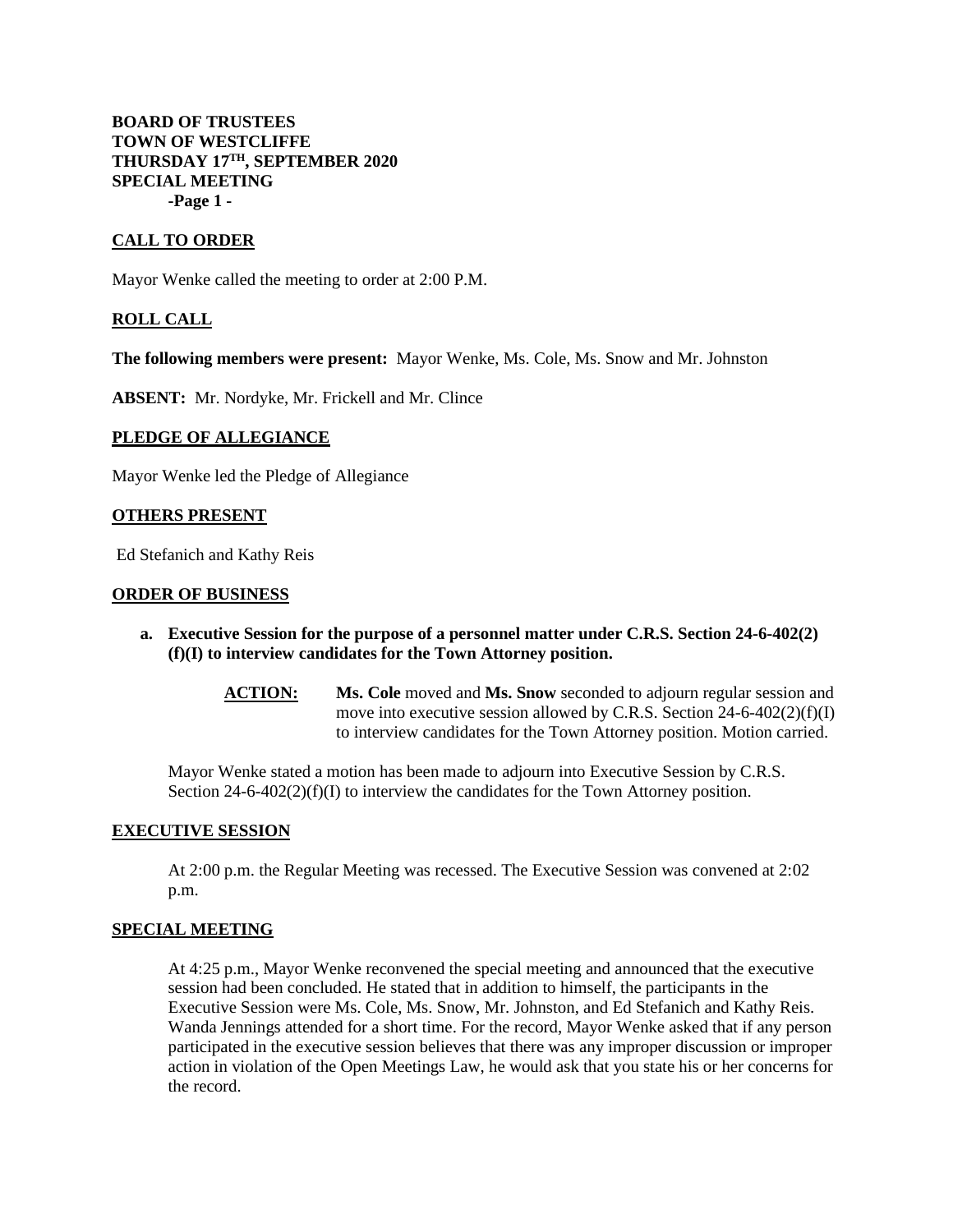**BOARD OF TRUSTEES**
**TOWN OF WESTCLIFFE**
**THURSDAY 17TH, SEPTEMBER 2020**
**SPECIAL MEETING**

## CALL TO ORDER

Mayor Wenke called the meeting to order at 2:00 P.M.

## ROLL CALL

**The following members were present:** Mayor Wenke, Ms. Cole, Ms. Snow and Mr. Johnston

**ABSENT:** Mr. Nordyke, Mr. Frickell and Mr. Clince

## PLEDGE OF ALLEGIANCE

Mayor Wenke led the Pledge of Allegiance

## OTHERS PRESENT

Ed Stefanich and Kathy Reis

## ORDER OF BUSINESS

**a. Executive Session for the purpose of a personnel matter under C.R.S. Section 24-6-402(2)(f)(I) to interview candidates for the Town Attorney position.**

> **ACTION:** **Ms. Cole** moved and **Ms. Snow** seconded to adjourn regular session and move into executive session allowed by C.R.S. Section 24-6-402(2)(f)(I) to interview candidates for the Town Attorney position. Motion carried.

Mayor Wenke stated a motion has been made to adjourn into Executive Session by C.R.S. Section 24-6-402(2)(f)(I) to interview the candidates for the Town Attorney position.

## EXECUTIVE SESSION

At 2:00 p.m. the Regular Meeting was recessed. The Executive Session was convened at 2:02 p.m.

## SPECIAL MEETING

At 4:25 p.m., Mayor Wenke reconvened the special meeting and announced that the executive session had been concluded. He stated that in addition to himself, the participants in the Executive Session were Ms. Cole, Ms. Snow, Mr. Johnston, and Ed Stefanich and Kathy Reis. Wanda Jennings attended for a short time. For the record, Mayor Wenke asked that if any person participated in the executive session believes that there was any improper discussion or improper action in violation of the Open Meetings Law, he would ask that you state his or her concerns for the record.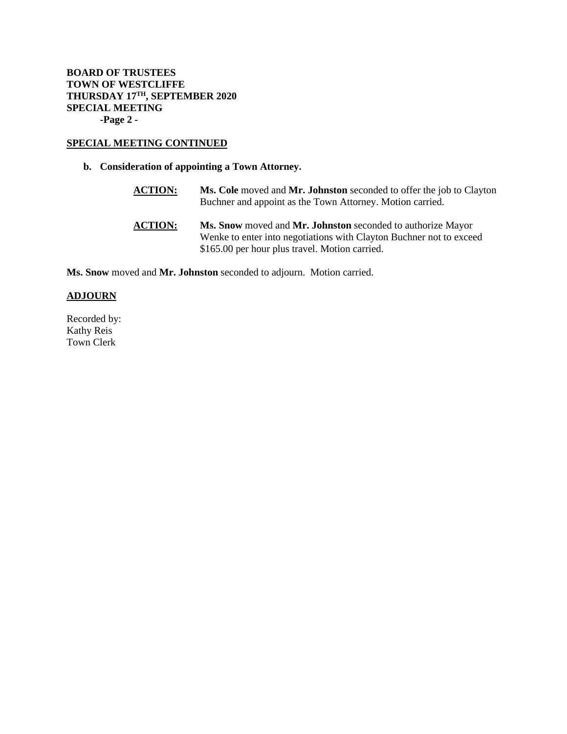**BOARD OF TRUSTEES**
**TOWN OF WESTCLIFFE**
**THURSDAY 17TH, SEPTEMBER 2020**
**SPECIAL MEETING**

## SPECIAL MEETING CONTINUED

**b. Consideration of appointing a Town Attorney.**

**ACTION:** **Ms. Cole** moved and **Mr. Johnston** seconded to offer the job to Clayton Buchner and appoint as the Town Attorney. Motion carried.

**ACTION:** **Ms. Snow** moved and **Mr. Johnston** seconded to authorize Mayor Wenke to enter into negotiations with Clayton Buchner not to exceed $165.00 per hour plus travel. Motion carried.

**Ms. Snow** moved and **Mr. Johnston** seconded to adjourn. Motion carried.

## ADJOURN

Recorded by:
Kathy Reis
Town Clerk